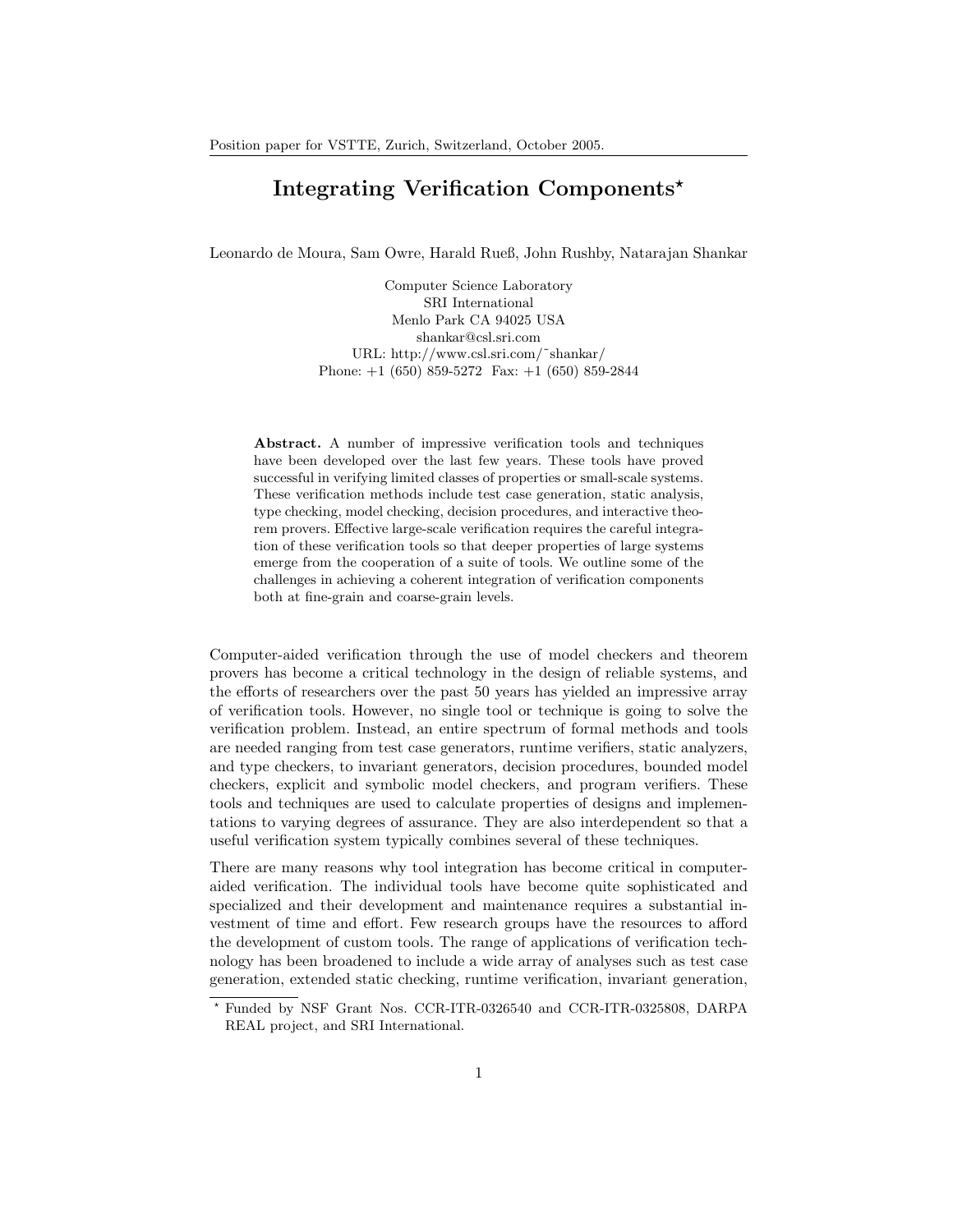Position paper for VSTTE, Zurich, Switzerland, October 2005.

# Integrating Verification Components*

Leonardo de Moura, Sam Owre, Harald Rueß, John Rushby, Natarajan Shankar

Computer Science Laboratory
SRI International
Menlo Park CA 94025 USA
shankar@csl.sri.com
URL: http://www.csl.sri.com/~shankar/
Phone: +1 (650) 859-5272 Fax: +1 (650) 859-2844

**Abstract.** A number of impressive verification tools and techniques have been developed over the last few years. These tools have proved successful in verifying limited classes of properties or small-scale systems. These verification methods include test case generation, static analysis, type checking, model checking, decision procedures, and interactive theorem provers. Effective large-scale verification requires the careful integration of these verification tools so that deeper properties of large systems emerge from the cooperation of a suite of tools. We outline some of the challenges in achieving a coherent integration of verification components both at fine-grain and coarse-grain levels.

Computer-aided verification through the use of model checkers and theorem provers has become a critical technology in the design of reliable systems, and the efforts of researchers over the past 50 years has yielded an impressive array of verification tools. However, no single tool or technique is going to solve the verification problem. Instead, an entire spectrum of formal methods and tools are needed ranging from test case generators, runtime verifiers, static analyzers, and type checkers, to invariant generators, decision procedures, bounded model checkers, explicit and symbolic model checkers, and program verifiers. These tools and techniques are used to calculate properties of designs and implementations to varying degrees of assurance. They are also interdependent so that a useful verification system typically combines several of these techniques.

There are many reasons why tool integration has become critical in computer-aided verification. The individual tools have become quite sophisticated and specialized and their development and maintenance requires a substantial investment of time and effort. Few research groups have the resources to afford the development of custom tools. The range of applications of verification technology has been broadened to include a wide array of analyses such as test case generation, extended static checking, runtime verification, invariant generation,

* Funded by NSF Grant Nos. CCR-ITR-0326540 and CCR-ITR-0325808, DARPA REAL project, and SRI International.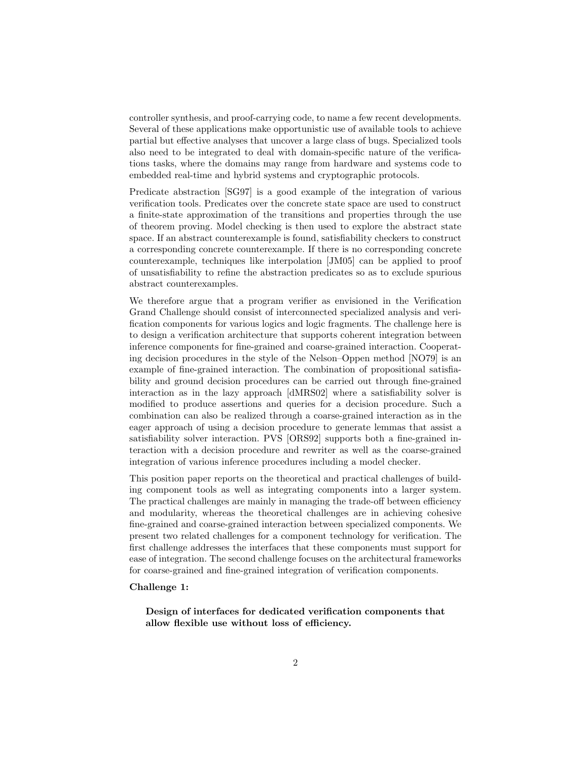controller synthesis, and proof-carrying code, to name a few recent developments. Several of these applications make opportunistic use of available tools to achieve partial but effective analyses that uncover a large class of bugs. Specialized tools also need to be integrated to deal with domain-specific nature of the verifications tasks, where the domains may range from hardware and systems code to embedded real-time and hybrid systems and cryptographic protocols.

Predicate abstraction [SG97] is a good example of the integration of various verification tools. Predicates over the concrete state space are used to construct a finite-state approximation of the transitions and properties through the use of theorem proving. Model checking is then used to explore the abstract state space. If an abstract counterexample is found, satisfiability checkers to construct a corresponding concrete counterexample. If there is no corresponding concrete counterexample, techniques like interpolation [JM05] can be applied to proof of unsatisfiability to refine the abstraction predicates so as to exclude spurious abstract counterexamples.

We therefore argue that a program verifier as envisioned in the Verification Grand Challenge should consist of interconnected specialized analysis and verification components for various logics and logic fragments. The challenge here is to design a verification architecture that supports coherent integration between inference components for fine-grained and coarse-grained interaction. Cooperating decision procedures in the style of the Nelson–Oppen method [NO79] is an example of fine-grained interaction. The combination of propositional satisfiability and ground decision procedures can be carried out through fine-grained interaction as in the lazy approach [dMRS02] where a satisfiability solver is modified to produce assertions and queries for a decision procedure. Such a combination can also be realized through a coarse-grained interaction as in the eager approach of using a decision procedure to generate lemmas that assist a satisfiability solver interaction. PVS [ORS92] supports both a fine-grained interaction with a decision procedure and rewriter as well as the coarse-grained integration of various inference procedures including a model checker.

This position paper reports on the theoretical and practical challenges of building component tools as well as integrating components into a larger system. The practical challenges are mainly in managing the trade-off between efficiency and modularity, whereas the theoretical challenges are in achieving cohesive fine-grained and coarse-grained interaction between specialized components. We present two related challenges for a component technology for verification. The first challenge addresses the interfaces that these components must support for ease of integration. The second challenge focuses on the architectural frameworks for coarse-grained and fine-grained integration of verification components.

**Challenge 1:**

> **Design of interfaces for dedicated verification components that allow flexible use without loss of efficiency.**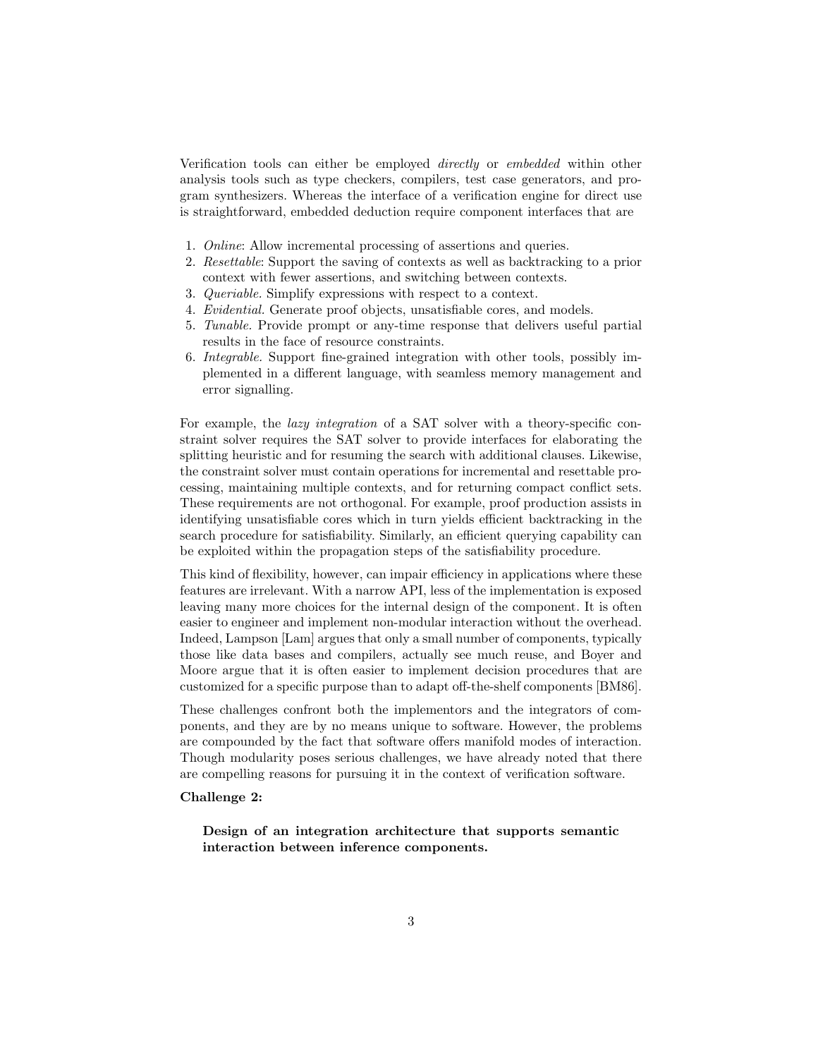Verification tools can either be employed *directly* or *embedded* within other analysis tools such as type checkers, compilers, test case generators, and program synthesizers. Whereas the interface of a verification engine for direct use is straightforward, embedded deduction require component interfaces that are

1. *Online*: Allow incremental processing of assertions and queries.
2. *Resettable*: Support the saving of contexts as well as backtracking to a prior context with fewer assertions, and switching between contexts.
3. *Queriable*. Simplify expressions with respect to a context.
4. *Evidential*. Generate proof objects, unsatisfiable cores, and models.
5. *Tunable*. Provide prompt or any-time response that delivers useful partial results in the face of resource constraints.
6. *Integrable*. Support fine-grained integration with other tools, possibly implemented in a different language, with seamless memory management and error signalling.

For example, the *lazy integration* of a SAT solver with a theory-specific constraint solver requires the SAT solver to provide interfaces for elaborating the splitting heuristic and for resuming the search with additional clauses. Likewise, the constraint solver must contain operations for incremental and resettable processing, maintaining multiple contexts, and for returning compact conflict sets. These requirements are not orthogonal. For example, proof production assists in identifying unsatisfiable cores which in turn yields efficient backtracking in the search procedure for satisfiability. Similarly, an efficient querying capability can be exploited within the propagation steps of the satisfiability procedure.

This kind of flexibility, however, can impair efficiency in applications where these features are irrelevant. With a narrow API, less of the implementation is exposed leaving many more choices for the internal design of the component. It is often easier to engineer and implement non-modular interaction without the overhead. Indeed, Lampson [Lam] argues that only a small number of components, typically those like data bases and compilers, actually see much reuse, and Boyer and Moore argue that it is often easier to implement decision procedures that are customized for a specific purpose than to adapt off-the-shelf components [BM86].

These challenges confront both the implementors and the integrators of components, and they are by no means unique to software. However, the problems are compounded by the fact that software offers manifold modes of interaction. Though modularity poses serious challenges, we have already noted that there are compelling reasons for pursuing it in the context of verification software.

**Challenge 2:**

> **Design of an integration architecture that supports semantic interaction between inference components.**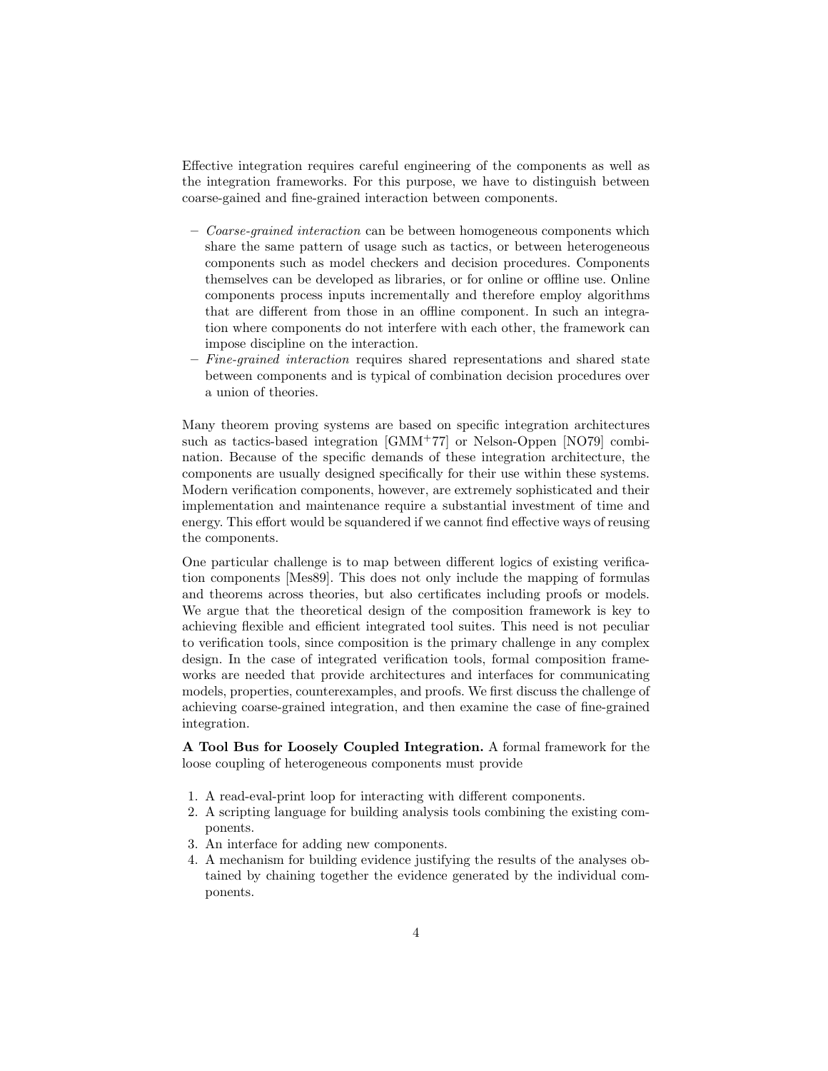Effective integration requires careful engineering of the components as well as the integration frameworks. For this purpose, we have to distinguish between coarse-gained and fine-grained interaction between components.

- *Coarse-grained interaction* can be between homogeneous components which share the same pattern of usage such as tactics, or between heterogeneous components such as model checkers and decision procedures. Components themselves can be developed as libraries, or for online or offline use. Online components process inputs incrementally and therefore employ algorithms that are different from those in an offline component. In such an integration where components do not interfere with each other, the framework can impose discipline on the interaction.
- *Fine-grained interaction* requires shared representations and shared state between components and is typical of combination decision procedures over a union of theories.

Many theorem proving systems are based on specific integration architectures such as tactics-based integration [GMM+77] or Nelson-Oppen [NO79] combination. Because of the specific demands of these integration architecture, the components are usually designed specifically for their use within these systems. Modern verification components, however, are extremely sophisticated and their implementation and maintenance require a substantial investment of time and energy. This effort would be squandered if we cannot find effective ways of reusing the components.

One particular challenge is to map between different logics of existing verification components [Mes89]. This does not only include the mapping of formulas and theorems across theories, but also certificates including proofs or models. We argue that the theoretical design of the composition framework is key to achieving flexible and efficient integrated tool suites. This need is not peculiar to verification tools, since composition is the primary challenge in any complex design. In the case of integrated verification tools, formal composition frameworks are needed that provide architectures and interfaces for communicating models, properties, counterexamples, and proofs. We first discuss the challenge of achieving coarse-grained integration, and then examine the case of fine-grained integration.

**A Tool Bus for Loosely Coupled Integration.** A formal framework for the loose coupling of heterogeneous components must provide

1. A read-eval-print loop for interacting with different components.
2. A scripting language for building analysis tools combining the existing components.
3. An interface for adding new components.
4. A mechanism for building evidence justifying the results of the analyses obtained by chaining together the evidence generated by the individual components.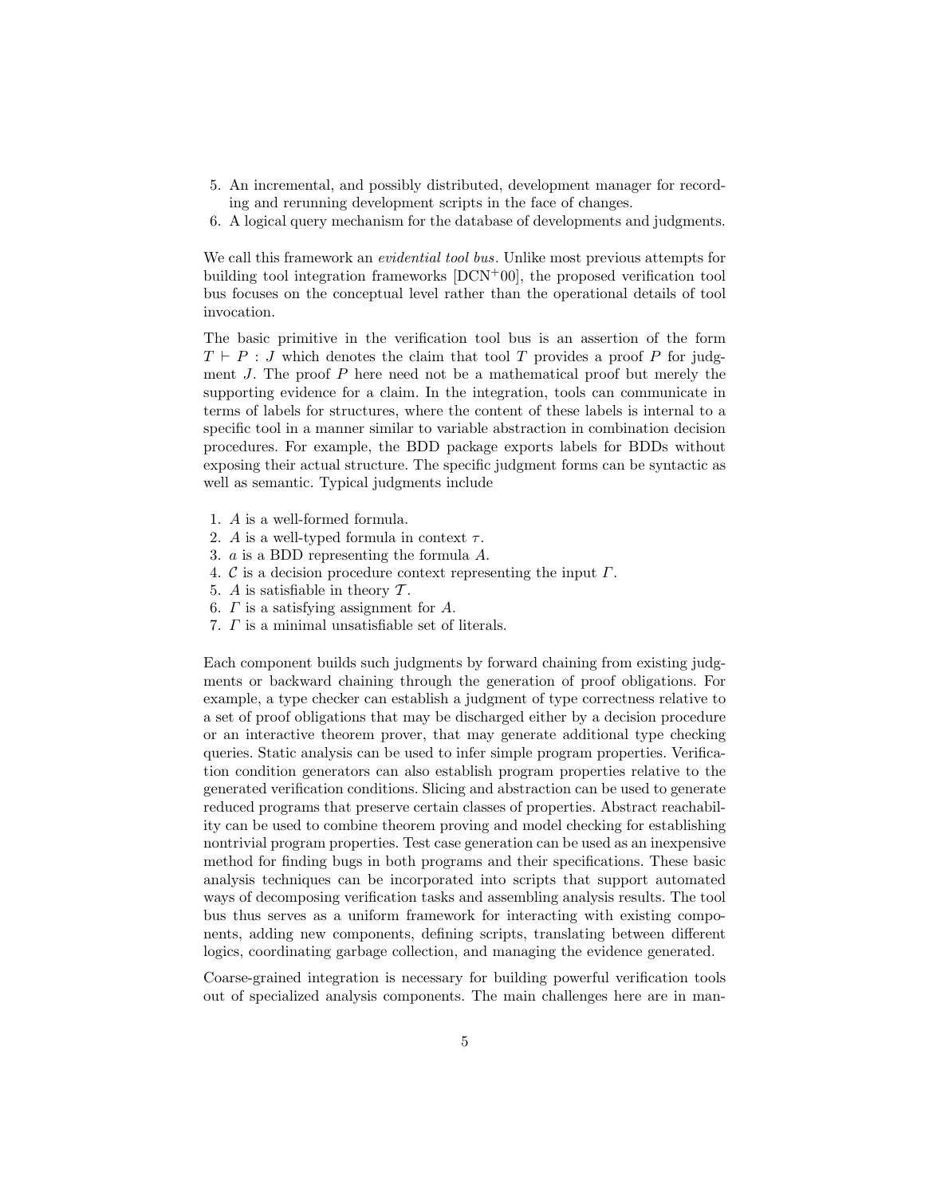5. An incremental, and possibly distributed, development manager for recording and rerunning development scripts in the face of changes.
6. A logical query mechanism for the database of developments and judgments.

We call this framework an *evidential tool bus*. Unlike most previous attempts for building tool integration frameworks [DCN+00], the proposed verification tool bus focuses on the conceptual level rather than the operational details of tool invocation.

The basic primitive in the verification tool bus is an assertion of the form $T \vdash P : J$ which denotes the claim that tool $T$ provides a proof $P$ for judgment $J$. The proof $P$ here need not be a mathematical proof but merely the supporting evidence for a claim. In the integration, tools can communicate in terms of labels for structures, where the content of these labels is internal to a specific tool in a manner similar to variable abstraction in combination decision procedures. For example, the BDD package exports labels for BDDs without exposing their actual structure. The specific judgment forms can be syntactic as well as semantic. Typical judgments include

1. $A$ is a well-formed formula.
2. $A$ is a well-typed formula in context $\tau$.
3. $a$ is a BDD representing the formula $A$.
4. $\mathcal{C}$ is a decision procedure context representing the input $\Gamma$.
5. $A$ is satisfiable in theory $\mathcal{T}$.
6. $\Gamma$ is a satisfying assignment for $A$.
7. $\Gamma$ is a minimal unsatisfiable set of literals.

Each component builds such judgments by forward chaining from existing judgments or backward chaining through the generation of proof obligations. For example, a type checker can establish a judgment of type correctness relative to a set of proof obligations that may be discharged either by a decision procedure or an interactive theorem prover, that may generate additional type checking queries. Static analysis can be used to infer simple program properties. Verification condition generators can also establish program properties relative to the generated verification conditions. Slicing and abstraction can be used to generate reduced programs that preserve certain classes of properties. Abstract reachability can be used to combine theorem proving and model checking for establishing nontrivial program properties. Test case generation can be used as an inexpensive method for finding bugs in both programs and their specifications. These basic analysis techniques can be incorporated into scripts that support automated ways of decomposing verification tasks and assembling analysis results. The tool bus thus serves as a uniform framework for interacting with existing components, adding new components, defining scripts, translating between different logics, coordinating garbage collection, and managing the evidence generated.

Coarse-grained integration is necessary for building powerful verification tools out of specialized analysis components. The main challenges here are in man-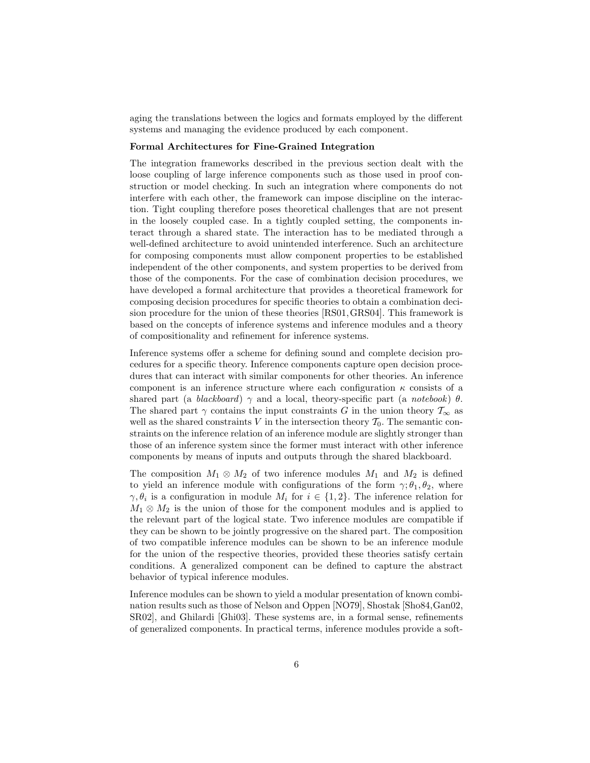aging the translations between the logics and formats employed by the different systems and managing the evidence produced by each component.

**Formal Architectures for Fine-Grained Integration**

The integration frameworks described in the previous section dealt with the loose coupling of large inference components such as those used in proof construction or model checking. In such an integration where components do not interfere with each other, the framework can impose discipline on the interaction. Tight coupling therefore poses theoretical challenges that are not present in the loosely coupled case. In a tightly coupled setting, the components interact through a shared state. The interaction has to be mediated through a well-defined architecture to avoid unintended interference. Such an architecture for composing components must allow component properties to be established independent of the other components, and system properties to be derived from those of the components. For the case of combination decision procedures, we have developed a formal architecture that provides a theoretical framework for composing decision procedures for specific theories to obtain a combination decision procedure for the union of these theories [RS01, GRS04]. This framework is based on the concepts of inference systems and inference modules and a theory of compositionality and refinement for inference systems.

Inference systems offer a scheme for defining sound and complete decision procedures for a specific theory. Inference components capture open decision procedures that can interact with similar components for other theories. An inference component is an inference structure where each configuration $\kappa$ consists of a shared part (a *blackboard*) $\gamma$ and a local, theory-specific part (a *notebook*) $\theta$. The shared part $\gamma$ contains the input constraints $G$ in the union theory $\mathcal{T}_\infty$ as well as the shared constraints $V$ in the intersection theory $\mathcal{T}_0$. The semantic constraints on the inference relation of an inference module are slightly stronger than those of an inference system since the former must interact with other inference components by means of inputs and outputs through the shared blackboard.

The composition $M_1 \otimes M_2$ of two inference modules $M_1$ and $M_2$ is defined to yield an inference module with configurations of the form $\gamma; \theta_1, \theta_2$, where $\gamma, \theta_i$ is a configuration in module $M_i$ for $i \in \{1, 2\}$. The inference relation for $M_1 \otimes M_2$ is the union of those for the component modules and is applied to the relevant part of the logical state. Two inference modules are compatible if they can be shown to be jointly progressive on the shared part. The composition of two compatible inference modules can be shown to be an inference module for the union of the respective theories, provided these theories satisfy certain conditions. A generalized component can be defined to capture the abstract behavior of typical inference modules.

Inference modules can be shown to yield a modular presentation of known combination results such as those of Nelson and Oppen [NO79], Shostak [Sho84, Gan02, SR02], and Ghilardi [Ghi03]. These systems are, in a formal sense, refinements of generalized components. In practical terms, inference modules provide a soft-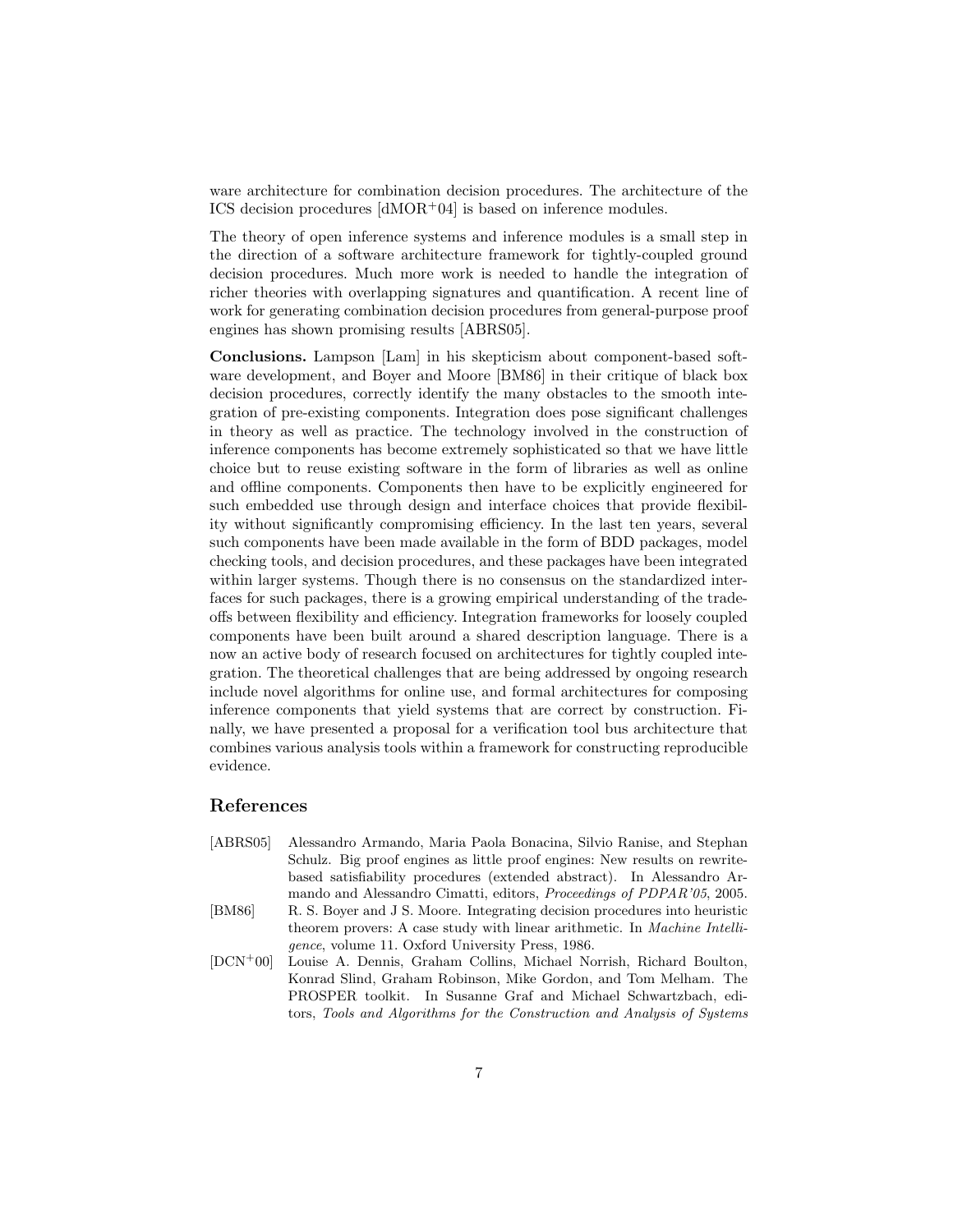ware architecture for combination decision procedures. The architecture of the ICS decision procedures [dMOR+04] is based on inference modules.

The theory of open inference systems and inference modules is a small step in the direction of a software architecture framework for tightly-coupled ground decision procedures. Much more work is needed to handle the integration of richer theories with overlapping signatures and quantification. A recent line of work for generating combination decision procedures from general-purpose proof engines has shown promising results [ABRS05].

**Conclusions.** Lampson [Lam] in his skepticism about component-based software development, and Boyer and Moore [BM86] in their critique of black box decision procedures, correctly identify the many obstacles to the smooth integration of pre-existing components. Integration does pose significant challenges in theory as well as practice. The technology involved in the construction of inference components has become extremely sophisticated so that we have little choice but to reuse existing software in the form of libraries as well as online and offline components. Components then have to be explicitly engineered for such embedded use through design and interface choices that provide flexibility without significantly compromising efficiency. In the last ten years, several such components have been made available in the form of BDD packages, model checking tools, and decision procedures, and these packages have been integrated within larger systems. Though there is no consensus on the standardized interfaces for such packages, there is a growing empirical understanding of the trade-offs between flexibility and efficiency. Integration frameworks for loosely coupled components have been built around a shared description language. There is a now an active body of research focused on architectures for tightly coupled integration. The theoretical challenges that are being addressed by ongoing research include novel algorithms for online use, and formal architectures for composing inference components that yield systems that are correct by construction. Finally, we have presented a proposal for a verification tool bus architecture that combines various analysis tools within a framework for constructing reproducible evidence.

## References

[ABRS05] Alessandro Armando, Maria Paola Bonacina, Silvio Ranise, and Stephan Schulz. Big proof engines as little proof engines: New results on rewrite-based satisfiability procedures (extended abstract). In Alessandro Armando and Alessandro Cimatti, editors, *Proceedings of PDPAR'05*, 2005.

[BM86] R. S. Boyer and J S. Moore. Integrating decision procedures into heuristic theorem provers: A case study with linear arithmetic. In *Machine Intelligence*, volume 11. Oxford University Press, 1986.

[DCN+00] Louise A. Dennis, Graham Collins, Michael Norrish, Richard Boulton, Konrad Slind, Graham Robinson, Mike Gordon, and Tom Melham. The PROSPER toolkit. In Susanne Graf and Michael Schwartzbach, editors, *Tools and Algorithms for the Construction and Analysis of Systems*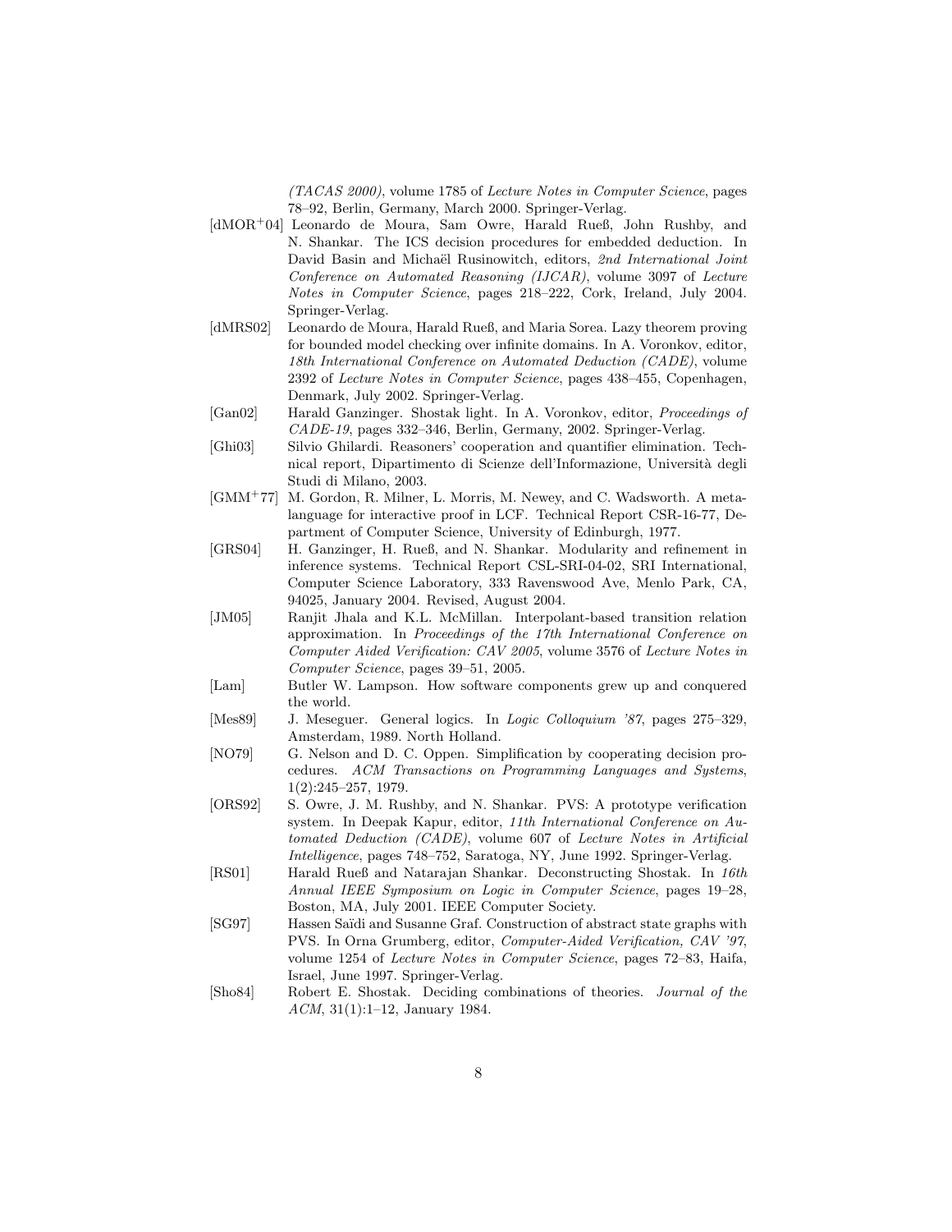*(TACAS 2000)*, volume 1785 of *Lecture Notes in Computer Science*, pages 78–92, Berlin, Germany, March 2000. Springer-Verlag.

[dMOR+04] Leonardo de Moura, Sam Owre, Harald Rueß, John Rushby, and N. Shankar. The ICS decision procedures for embedded deduction. In David Basin and Michaël Rusinowitch, editors, *2nd International Joint Conference on Automated Reasoning (IJCAR)*, volume 3097 of *Lecture Notes in Computer Science*, pages 218–222, Cork, Ireland, July 2004. Springer-Verlag.

[dMRS02] Leonardo de Moura, Harald Rueß, and Maria Sorea. Lazy theorem proving for bounded model checking over infinite domains. In A. Voronkov, editor, *18th International Conference on Automated Deduction (CADE)*, volume 2392 of *Lecture Notes in Computer Science*, pages 438–455, Copenhagen, Denmark, July 2002. Springer-Verlag.

[Gan02] Harald Ganzinger. Shostak light. In A. Voronkov, editor, *Proceedings of CADE-19*, pages 332–346, Berlin, Germany, 2002. Springer-Verlag.

[Ghi03] Silvio Ghilardi. Reasoners' cooperation and quantifier elimination. Technical report, Dipartimento di Scienze dell'Informazione, Università degli Studi di Milano, 2003.

[GMM+77] M. Gordon, R. Milner, L. Morris, M. Newey, and C. Wadsworth. A metalanguage for interactive proof in LCF. Technical Report CSR-16-77, Department of Computer Science, University of Edinburgh, 1977.

[GRS04] H. Ganzinger, H. Rueß, and N. Shankar. Modularity and refinement in inference systems. Technical Report CSL-SRI-04-02, SRI International, Computer Science Laboratory, 333 Ravenswood Ave, Menlo Park, CA, 94025, January 2004. Revised, August 2004.

[JM05] Ranjit Jhala and K.L. McMillan. Interpolant-based transition relation approximation. In *Proceedings of the 17th International Conference on Computer Aided Verification: CAV 2005*, volume 3576 of *Lecture Notes in Computer Science*, pages 39–51, 2005.

[Lam] Butler W. Lampson. How software components grew up and conquered the world.

[Mes89] J. Meseguer. General logics. In *Logic Colloquium '87*, pages 275–329, Amsterdam, 1989. North Holland.

[NO79] G. Nelson and D. C. Oppen. Simplification by cooperating decision procedures. *ACM Transactions on Programming Languages and Systems*, 1(2):245–257, 1979.

[ORS92] S. Owre, J. M. Rushby, and N. Shankar. PVS: A prototype verification system. In Deepak Kapur, editor, *11th International Conference on Automated Deduction (CADE)*, volume 607 of *Lecture Notes in Artificial Intelligence*, pages 748–752, Saratoga, NY, June 1992. Springer-Verlag.

[RS01] Harald Rueß and Natarajan Shankar. Deconstructing Shostak. In *16th Annual IEEE Symposium on Logic in Computer Science*, pages 19–28, Boston, MA, July 2001. IEEE Computer Society.

[SG97] Hassen Saïdi and Susanne Graf. Construction of abstract state graphs with PVS. In Orna Grumberg, editor, *Computer-Aided Verification, CAV '97*, volume 1254 of *Lecture Notes in Computer Science*, pages 72–83, Haifa, Israel, June 1997. Springer-Verlag.

[Sho84] Robert E. Shostak. Deciding combinations of theories. *Journal of the ACM*, 31(1):1–12, January 1984.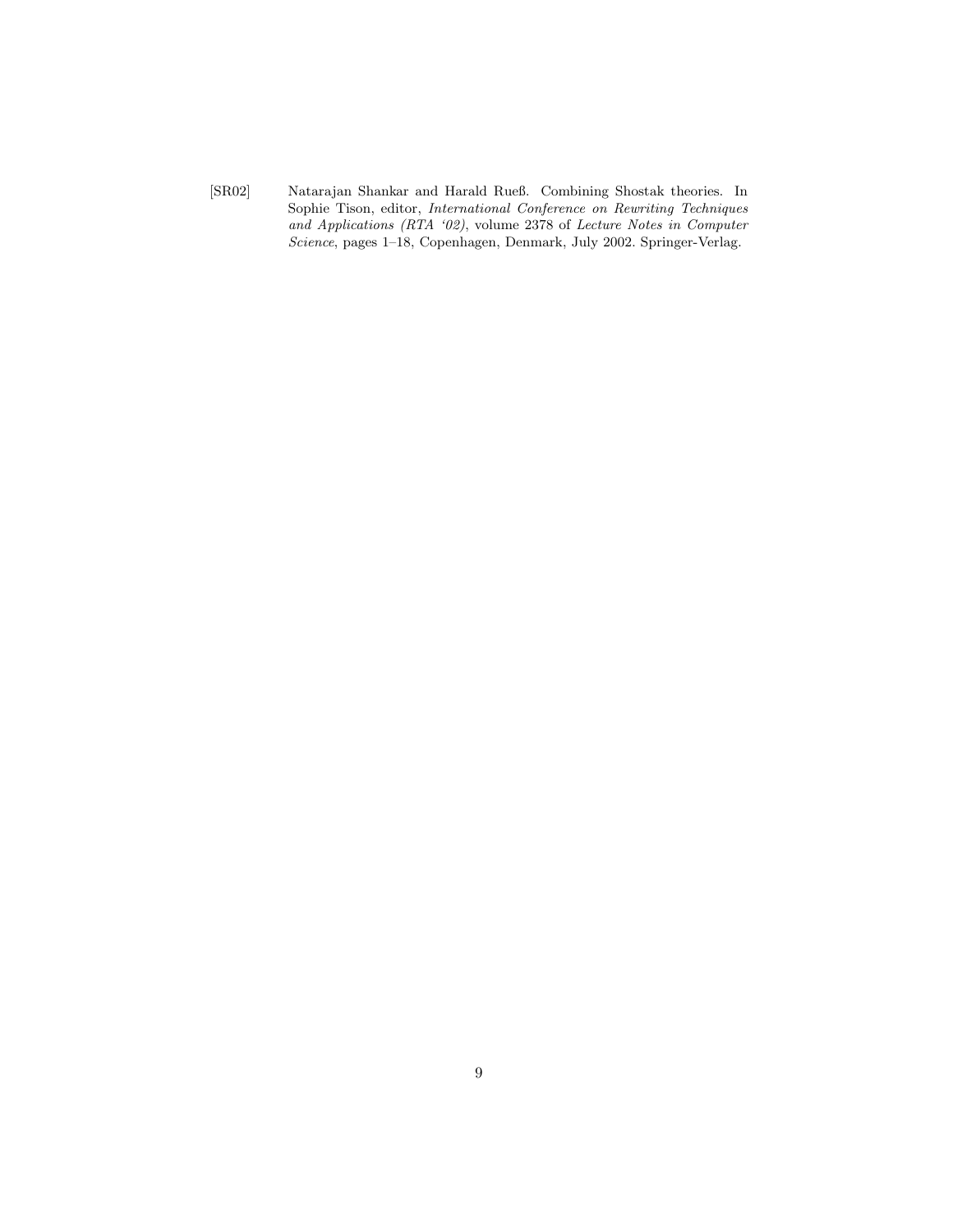[SR02] Natarajan Shankar and Harald Rueß. Combining Shostak theories. In Sophie Tison, editor, *International Conference on Rewriting Techniques and Applications (RTA '02)*, volume 2378 of *Lecture Notes in Computer Science*, pages 1–18, Copenhagen, Denmark, July 2002. Springer-Verlag.